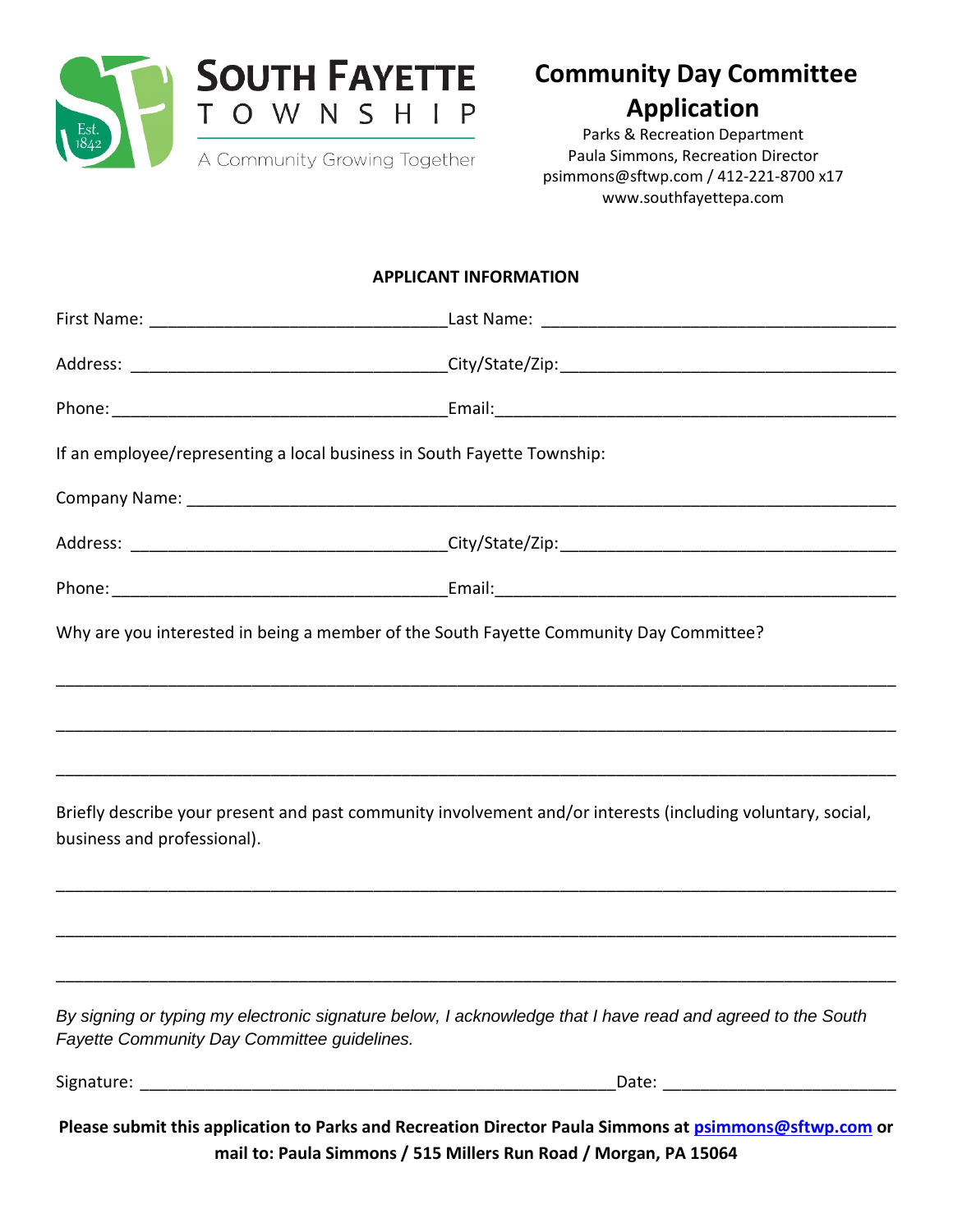SOUTH FAYETTE TOWNSHIP

Est. 1842

A Community Growing Together

# Community Day Committee Application

Parks & Recreation Department
Paula Simmons, Recreation Director
psimmons@sftwp.com / 412-221-8700 x17
www.southfayettepa.com

## APPLICANT INFORMATION

First Name: ______________________________ Last Name: ____________________________________

Address: ________________________________ City/State/Zip: __________________________________

Phone: __________________________________ Email: _________________________________________

If an employee/representing a local business in South Fayette Township:

Company Name: ______________________________________________________________________

Address: ________________________________ City/State/Zip: __________________________________

Phone: __________________________________ Email: _________________________________________

Why are you interested in being a member of the South Fayette Community Day Committee?

_____________________________________________________________________________________

_____________________________________________________________________________________

_____________________________________________________________________________________

Briefly describe your present and past community involvement and/or interests (including voluntary, social, business and professional).

_____________________________________________________________________________________

_____________________________________________________________________________________

_____________________________________________________________________________________

*By signing or typing my electronic signature below, I acknowledge that I have read and agreed to the South Fayette Community Day Committee guidelines.*

Signature: ______________________________________________ Date: _______________________

**Please submit this application to Parks and Recreation Director Paula Simmons at psimmons@sftwp.com or mail to: Paula Simmons / 515 Millers Run Road / Morgan, PA 15064**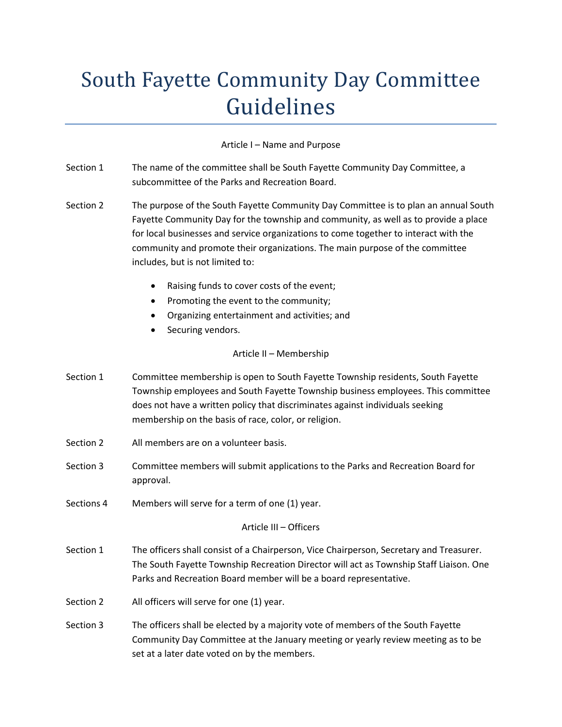# South Fayette Community Day Committee Guidelines

Article I – Name and Purpose

Section 1 The name of the committee shall be South Fayette Community Day Committee, a subcommittee of the Parks and Recreation Board.

Section 2 The purpose of the South Fayette Community Day Committee is to plan an annual South Fayette Community Day for the township and community, as well as to provide a place for local businesses and service organizations to come together to interact with the community and promote their organizations. The main purpose of the committee includes, but is not limited to:

- Raising funds to cover costs of the event;
- Promoting the event to the community;
- Organizing entertainment and activities; and
- Securing vendors.

Article II – Membership

Section 1 Committee membership is open to South Fayette Township residents, South Fayette Township employees and South Fayette Township business employees. This committee does not have a written policy that discriminates against individuals seeking membership on the basis of race, color, or religion.

Section 2 All members are on a volunteer basis.

Section 3 Committee members will submit applications to the Parks and Recreation Board for approval.

Sections 4 Members will serve for a term of one (1) year.

Article III – Officers

Section 1 The officers shall consist of a Chairperson, Vice Chairperson, Secretary and Treasurer. The South Fayette Township Recreation Director will act as Township Staff Liaison. One Parks and Recreation Board member will be a board representative.

Section 2 All officers will serve for one (1) year.

Section 3 The officers shall be elected by a majority vote of members of the South Fayette Community Day Committee at the January meeting or yearly review meeting as to be set at a later date voted on by the members.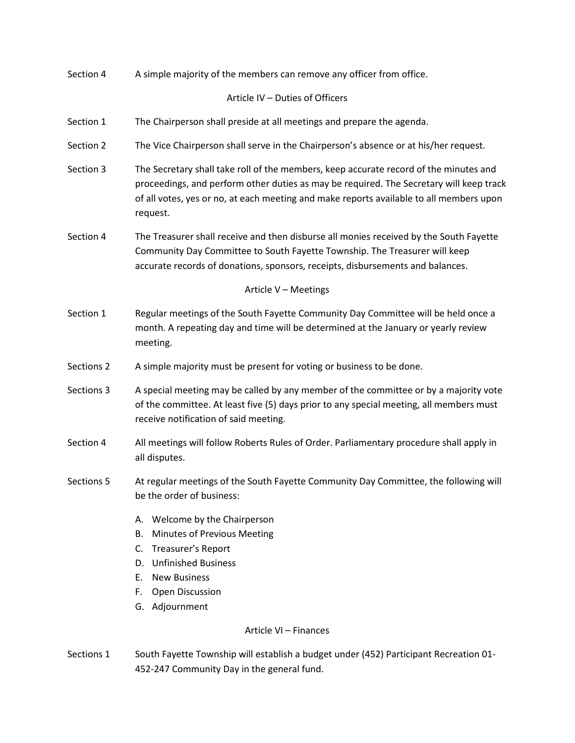Section 4 A simple majority of the members can remove any officer from office.

## Article IV – Duties of Officers

Section 1 The Chairperson shall preside at all meetings and prepare the agenda.

Section 2 The Vice Chairperson shall serve in the Chairperson's absence or at his/her request.

Section 3 The Secretary shall take roll of the members, keep accurate record of the minutes and proceedings, and perform other duties as may be required. The Secretary will keep track of all votes, yes or no, at each meeting and make reports available to all members upon request.

Section 4 The Treasurer shall receive and then disburse all monies received by the South Fayette Community Day Committee to South Fayette Township. The Treasurer will keep accurate records of donations, sponsors, receipts, disbursements and balances.

## Article V – Meetings

Section 1 Regular meetings of the South Fayette Community Day Committee will be held once a month. A repeating day and time will be determined at the January or yearly review meeting.

Sections 2 A simple majority must be present for voting or business to be done.

Sections 3 A special meeting may be called by any member of the committee or by a majority vote of the committee. At least five (5) days prior to any special meeting, all members must receive notification of said meeting.

Section 4 All meetings will follow Roberts Rules of Order. Parliamentary procedure shall apply in all disputes.

Sections 5 At regular meetings of the South Fayette Community Day Committee, the following will be the order of business:

A. Welcome by the Chairperson
B. Minutes of Previous Meeting
C. Treasurer's Report
D. Unfinished Business
E. New Business
F. Open Discussion
G. Adjournment

## Article VI – Finances

Sections 1 South Fayette Township will establish a budget under (452) Participant Recreation 01-452-247 Community Day in the general fund.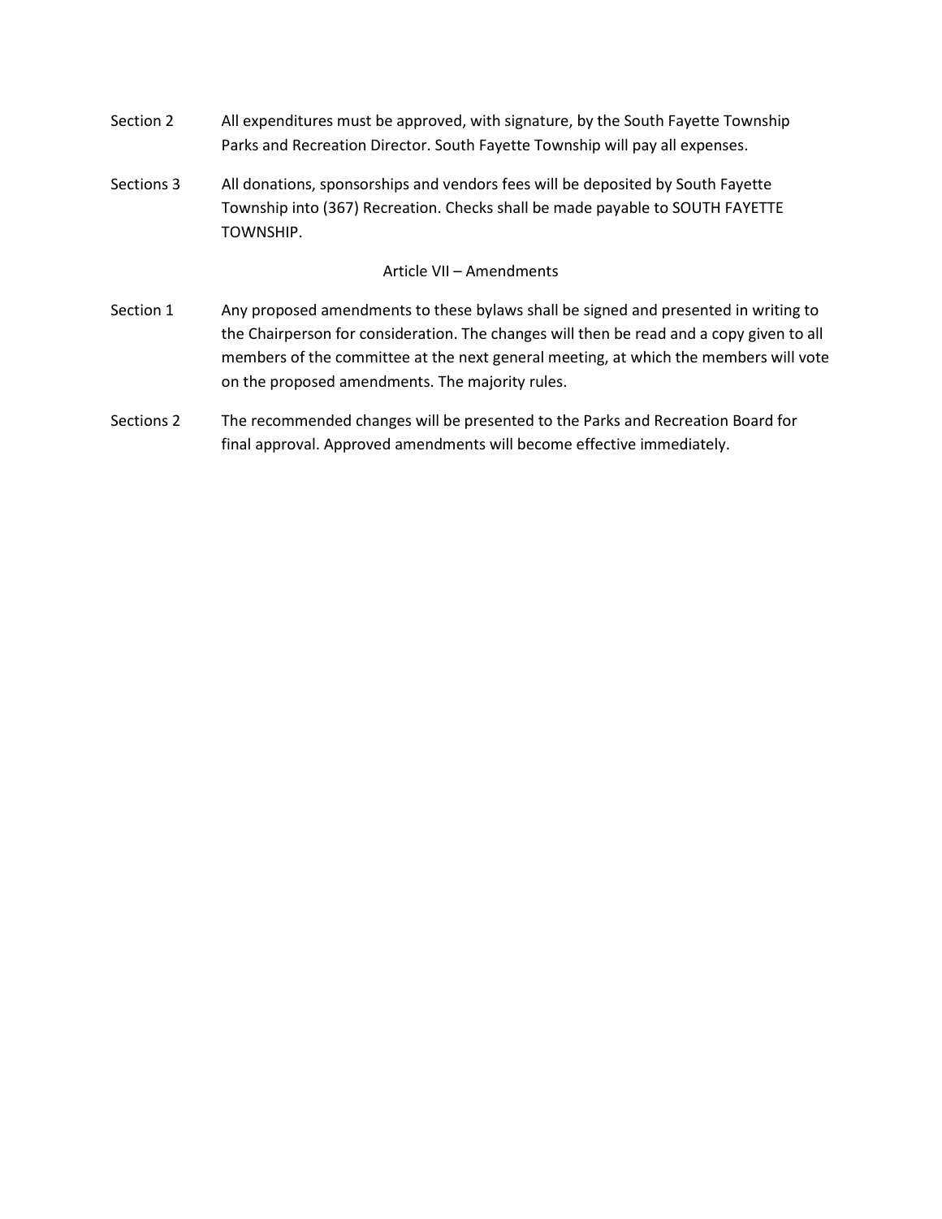Section 2 All expenditures must be approved, with signature, by the South Fayette Township Parks and Recreation Director. South Fayette Township will pay all expenses.

Sections 3 All donations, sponsorships and vendors fees will be deposited by South Fayette Township into (367) Recreation. Checks shall be made payable to SOUTH FAYETTE TOWNSHIP.

## Article VII – Amendments

Section 1 Any proposed amendments to these bylaws shall be signed and presented in writing to the Chairperson for consideration. The changes will then be read and a copy given to all members of the committee at the next general meeting, at which the members will vote on the proposed amendments. The majority rules.

Sections 2 The recommended changes will be presented to the Parks and Recreation Board for final approval. Approved amendments will become effective immediately.